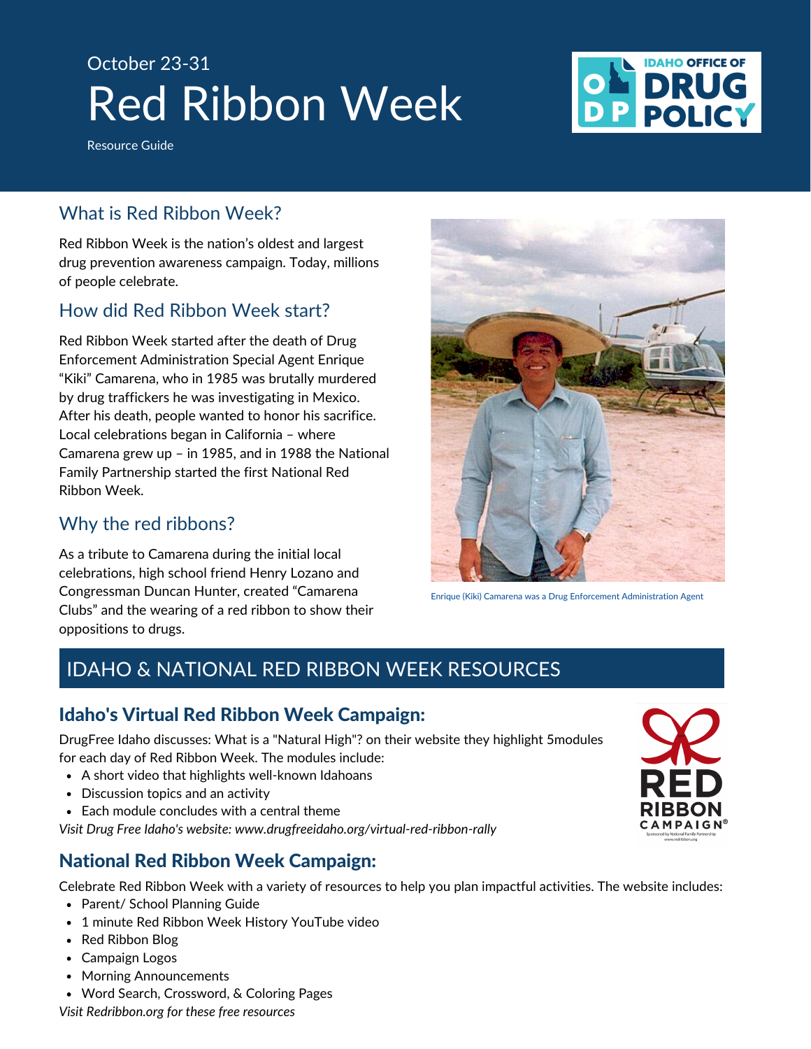October 23-31

# Red Ribbon Week

Resource Guide

## What is Red Ribbon Week?

Red Ribbon Week is the nation's oldest and largest drug prevention awareness campaign. Today, millions of people celebrate.

## How did Red Ribbon Week start?

Red Ribbon Week started after the death of Drug Enforcement Administration Special Agent Enrique "Kiki" Camarena, who in 1985 was brutally murdered by drug traffickers he was investigating in Mexico. After his death, people wanted to honor his sacrifice. Local celebrations began in California – where Camarena grew up – in 1985, and in 1988 the National Family Partnership started the first National Red Ribbon Week.

## Why the red ribbons?

As a tribute to Camarena during the initial local celebrations, high school friend Henry Lozano and Congressman Duncan Hunter, created "Camarena Clubs" and the wearing of a red ribbon to show their oppositions to drugs.

Enrique (Kiki) Camarena was a Drug Enforcement Administration Agent

## IDAHO & NATIONAL RED RIBBON WEEK RESOURCES

### Idaho's Virtual Red Ribbon Week Campaign:

DrugFree Idaho discusses: What is a "Natural High"? on their website they highlight 5modules for each day of Red Ribbon Week. The modules include:

- A short video that highlights well-known Idahoans
- Discussion topics and an activity
- Each module concludes with a central theme

*Visit Drug Free Idaho's website: www.drugfreeidaho.org/virtual-red-ribbon-rally*

### National Red Ribbon Week Campaign:

Celebrate Red Ribbon Week with a variety of resources to help you plan impactful activities. The website includes:

- Parent/ School Planning Guide
- 1 minute Red Ribbon Week History YouTube video
- Red Ribbon Blog
- Campaign Logos
- Morning Announcements
- Word Search, Crossword, & Coloring Pages

*Visit Redribbon.org for these free resources*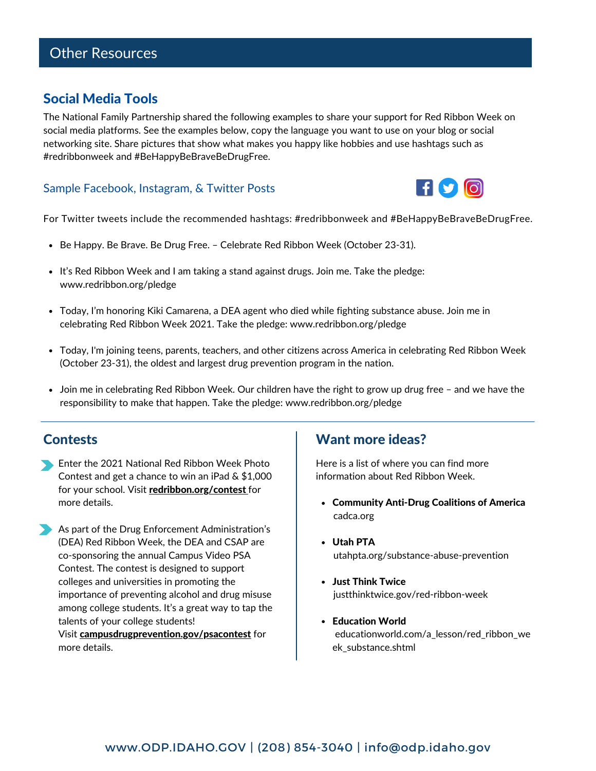# Other Resources

## Social Media Tools

The National Family Partnership shared the following examples to share your support for Red Ribbon Week on social media platforms. See the examples below, copy the language you want to use on your blog or social networking site. Share pictures that show what makes you happy like hobbies and use hashtags such as #redribbonweek and #BeHappyBeBraveBeDrugFree.

### Sample Facebook, Instagram, & Twitter Posts

For Twitter tweets include the recommended hashtags: #redribbonweek and #BeHappyBeBraveBeDrugFree.

- Be Happy. Be Brave. Be Drug Free. – Celebrate Red Ribbon Week (October 23-31).
- It's Red Ribbon Week and I am taking a stand against drugs. Join me. Take the pledge: www.redribbon.org/pledge
- Today, I'm honoring Kiki Camarena, a DEA agent who died while fighting substance abuse. Join me in celebrating Red Ribbon Week 2021. Take the pledge: www.redribbon.org/pledge
- Today, I'm joining teens, parents, teachers, and other citizens across America in celebrating Red Ribbon Week (October 23-31), the oldest and largest drug prevention program in the nation.
- Join me in celebrating Red Ribbon Week. Our children have the right to grow up drug free – and we have the responsibility to make that happen. Take the pledge: www.redribbon.org/pledge

## Contests

- Enter the 2021 National Red Ribbon Week Photo Contest and get a chance to win an iPad & $1,000 for your school. Visit **redribbon.org/contest** for more details.
- As part of the Drug Enforcement Administration's (DEA) Red Ribbon Week, the DEA and CSAP are co-sponsoring the annual Campus Video PSA Contest. The contest is designed to support colleges and universities in promoting the importance of preventing alcohol and drug misuse among college students. It's a great way to tap the talents of your college students! Visit **campusdrugprevention.gov/psacontest** for more details.

## Want more ideas?

Here is a list of where you can find more information about Red Ribbon Week.

- **Community Anti-Drug Coalitions of America**
  cadca.org
- **Utah PTA**
  utahpta.org/substance-abuse-prevention
- **Just Think Twice**
  justthinktwice.gov/red-ribbon-week
- **Education World**
  educationworld.com/a_lesson/red_ribbon_week_substance.shtml

www.ODP.IDAHO.GOV | (208) 854-3040 | info@odp.idaho.gov